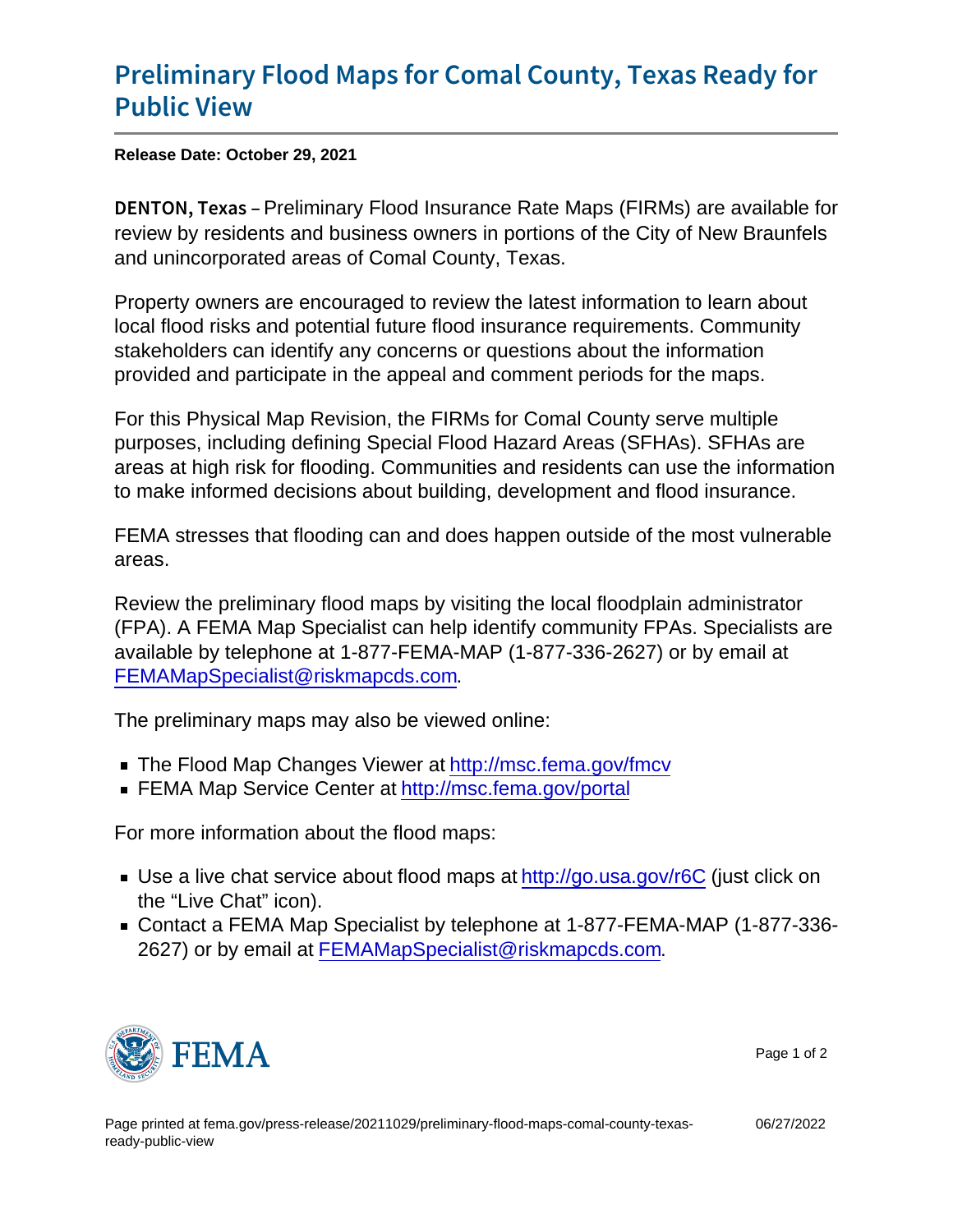# Preliminary Flood Maps for Comal County, Texas Ready for Public View

**Release Date: October 29, 2021**

**DENTON, Texas** – Preliminary Flood Insurance Rate Maps (FIRMs) are available for review by residents and business owners in portions of the City of New Braunfels and unincorporated areas of Comal County, Texas.

Property owners are encouraged to review the latest information to learn about local flood risks and potential future flood insurance requirements. Community stakeholders can identify any concerns or questions about the information provided and participate in the appeal and comment periods for the maps.

For this Physical Map Revision, the FIRMs for Comal County serve multiple purposes, including defining Special Flood Hazard Areas (SFHAs). SFHAs are areas at high risk for flooding. Communities and residents can use the information to make informed decisions about building, development and flood insurance.

FEMA stresses that flooding can and does happen outside of the most vulnerable areas.

Review the preliminary flood maps by visiting the local floodplain administrator (FPA). A FEMA Map Specialist can help identify community FPAs. Specialists are available by telephone at 1-877-FEMA-MAP (1-877-336-2627) or by email at FEMAMapSpecialist@riskmapcds.com.

The preliminary maps may also be viewed online:

- The Flood Map Changes Viewer at http://msc.fema.gov/fmcv
- FEMA Map Service Center at http://msc.fema.gov/portal

For more information about the flood maps:

- Use a live chat service about flood maps at http://go.usa.gov/r6C (just click on the "Live Chat" icon).
- Contact a FEMA Map Specialist by telephone at 1-877-FEMA-MAP (1-877-336-2627) or by email at FEMAMapSpecialist@riskmapcds.com.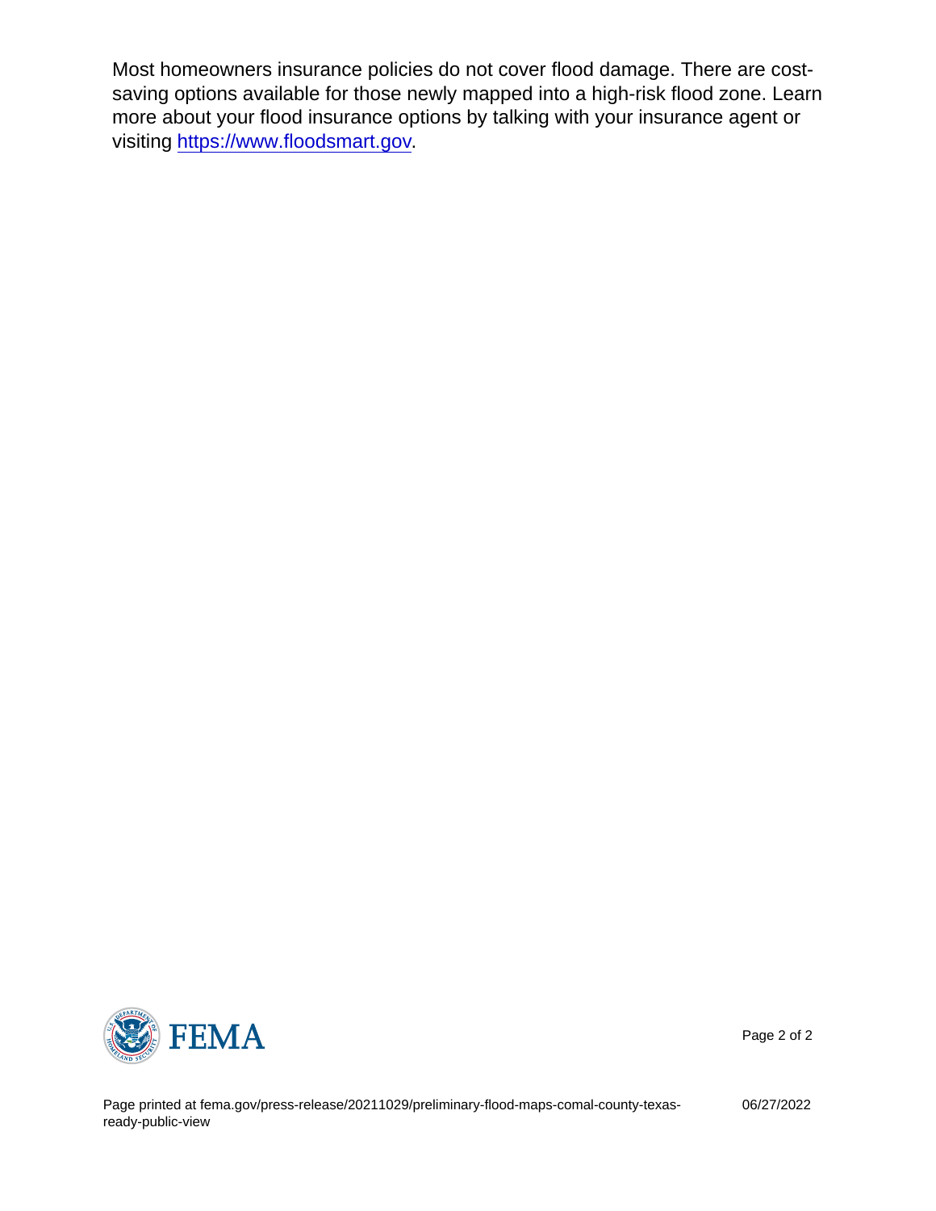Most homeowners insurance policies do not cover flood damage. There are cost-saving options available for those newly mapped into a high-risk flood zone. Learn more about your flood insurance options by talking with your insurance agent or visiting https://www.floodsmart.gov.